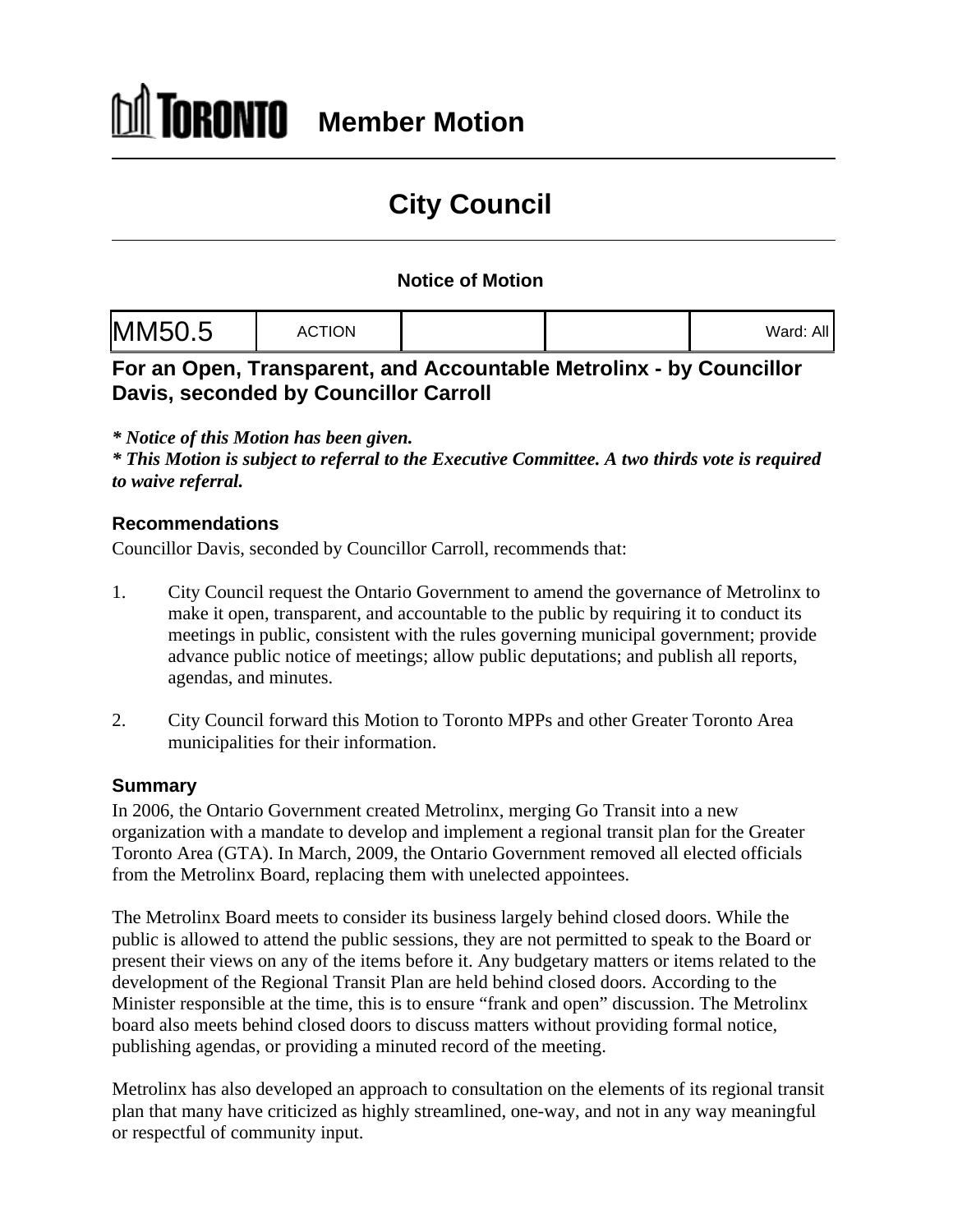# TORONTO Member Motion

## City Council

### Notice of Motion

| MM50.5 | ACTION | | | Ward: All |
|---|---|---|---|---|

## For an Open, Transparent, and Accountable Metrolinx - by Councillor Davis, seconded by Councillor Carroll

***\* Notice of this Motion has been given.***
***\* This Motion is subject to referral to the Executive Committee. A two thirds vote is required to waive referral.***

### Recommendations

Councillor Davis, seconded by Councillor Carroll, recommends that:

1. City Council request the Ontario Government to amend the governance of Metrolinx to make it open, transparent, and accountable to the public by requiring it to conduct its meetings in public, consistent with the rules governing municipal government; provide advance public notice of meetings; allow public deputations; and publish all reports, agendas, and minutes.

2. City Council forward this Motion to Toronto MPPs and other Greater Toronto Area municipalities for their information.

### Summary

In 2006, the Ontario Government created Metrolinx, merging Go Transit into a new organization with a mandate to develop and implement a regional transit plan for the Greater Toronto Area (GTA). In March, 2009, the Ontario Government removed all elected officials from the Metrolinx Board, replacing them with unelected appointees.

The Metrolinx Board meets to consider its business largely behind closed doors. While the public is allowed to attend the public sessions, they are not permitted to speak to the Board or present their views on any of the items before it. Any budgetary matters or items related to the development of the Regional Transit Plan are held behind closed doors. According to the Minister responsible at the time, this is to ensure "frank and open" discussion. The Metrolinx board also meets behind closed doors to discuss matters without providing formal notice, publishing agendas, or providing a minuted record of the meeting.

Metrolinx has also developed an approach to consultation on the elements of its regional transit plan that many have criticized as highly streamlined, one-way, and not in any way meaningful or respectful of community input.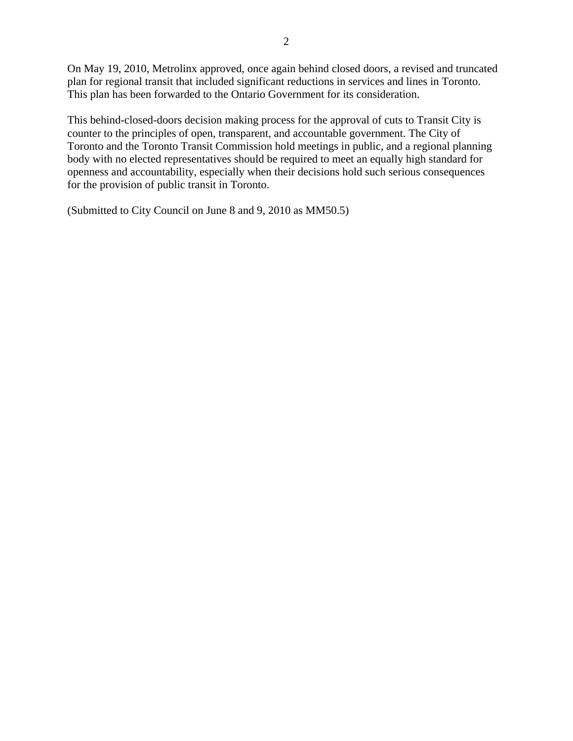On May 19, 2010, Metrolinx approved, once again behind closed doors, a revised and truncated plan for regional transit that included significant reductions in services and lines in Toronto. This plan has been forwarded to the Ontario Government for its consideration.

This behind-closed-doors decision making process for the approval of cuts to Transit City is counter to the principles of open, transparent, and accountable government. The City of Toronto and the Toronto Transit Commission hold meetings in public, and a regional planning body with no elected representatives should be required to meet an equally high standard for openness and accountability, especially when their decisions hold such serious consequences for the provision of public transit in Toronto.

(Submitted to City Council on June 8 and 9, 2010 as MM50.5)